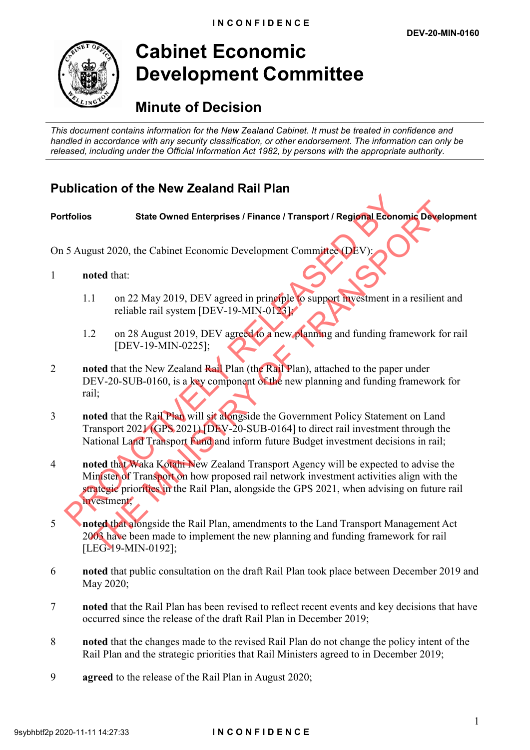**IN CONFIDENCE**

**DEV-20-MIN-0160**

# Cabinet Economic Development Committee

## Minute of Decision

*This document contains information for the New Zealand Cabinet. It must be treated in confidence and handled in accordance with any security classification, or other endorsement. The information can only be released, including under the Official Information Act 1982, by persons with the appropriate authority.*

## Publication of the New Zealand Rail Plan

**Portfolios** **State Owned Enterprises / Finance / Transport / Regional Economic Development**

On 5 August 2020, the Cabinet Economic Development Committee (DEV):

1. **noted** that:

   1.1 on 22 May 2019, DEV agreed in principle to support investment in a resilient and reliable rail system [DEV-19-MIN-0123];

   1.2 on 28 August 2019, DEV agreed to a new planning and funding framework for rail [DEV-19-MIN-0225];

2. **noted** that the New Zealand Rail Plan (the Rail Plan), attached to the paper under DEV-20-SUB-0160, is a key component of the new planning and funding framework for rail;

3. **noted** that the Rail Plan will sit alongside the Government Policy Statement on Land Transport 2021 (GPS 2021) [DEV-20-SUB-0164] to direct rail investment through the National Land Transport Fund and inform future Budget investment decisions in rail;

4. **noted** that Waka Kotahi New Zealand Transport Agency will be expected to advise the Minister of Transport on how proposed rail network investment activities align with the strategic priorities in the Rail Plan, alongside the GPS 2021, when advising on future rail investment;

5. **noted** that alongside the Rail Plan, amendments to the Land Transport Management Act 2003 have been made to implement the new planning and funding framework for rail [LEG-19-MIN-0192];

6. **noted** that public consultation on the draft Rail Plan took place between December 2019 and May 2020;

7. **noted** that the Rail Plan has been revised to reflect recent events and key decisions that have occurred since the release of the draft Rail Plan in December 2019;

8. **noted** that the changes made to the revised Rail Plan do not change the policy intent of the Rail Plan and the strategic priorities that Rail Ministers agreed to in December 2019;

9. **agreed** to the release of the Rail Plan in August 2020;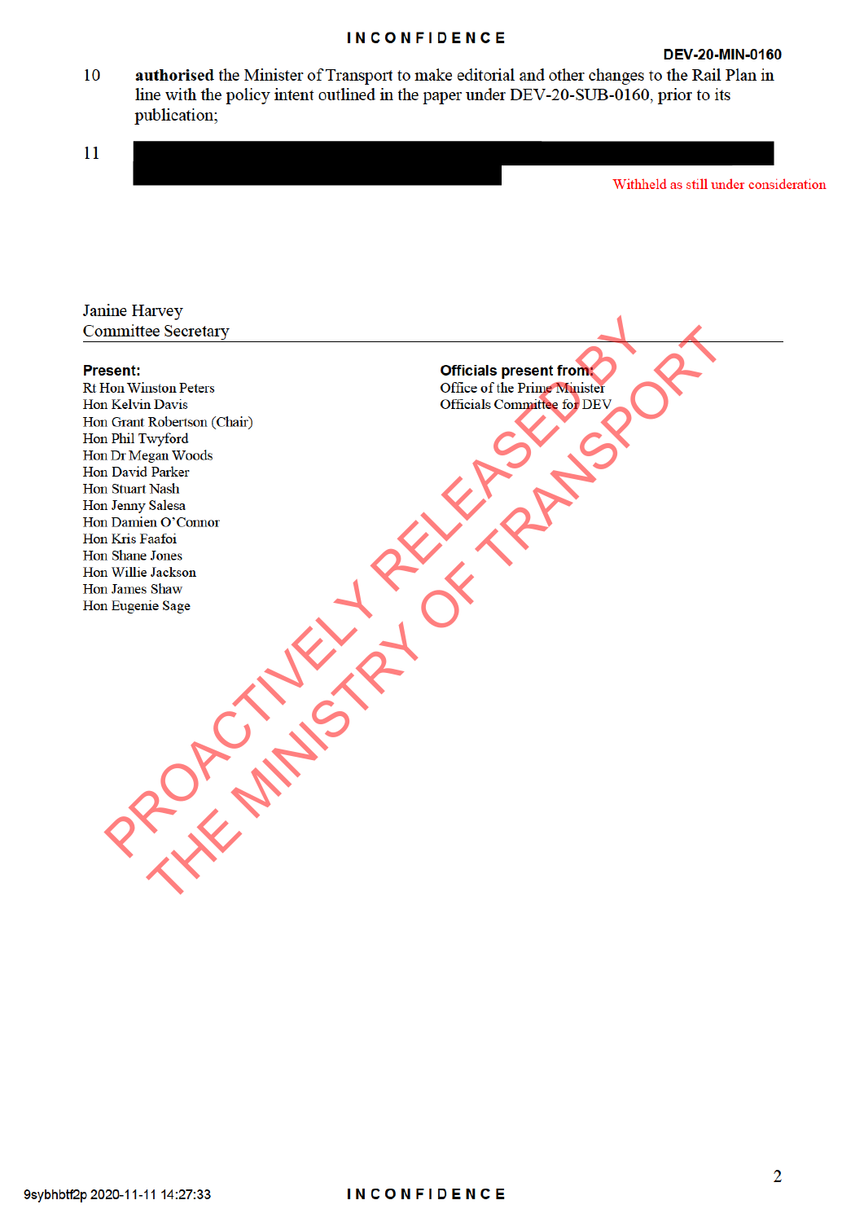10 **authorised** the Minister of Transport to make editorial and other changes to the Rail Plan in line with the policy intent outlined in the paper under DEV-20-SUB-0160, prior to its publication;

11 [Withheld as still under consideration]

Janine Harvey
Committee Secretary

**Present:**
Rt Hon Winston Peters
Hon Kelvin Davis
Hon Grant Robertson (Chair)
Hon Phil Twyford
Hon Dr Megan Woods
Hon David Parker
Hon Stuart Nash
Hon Jenny Salesa
Hon Damien O'Connor
Hon Kris Faafoi
Hon Shane Jones
Hon Willie Jackson
Hon James Shaw
Hon Eugenie Sage

**Officials present from:**
Office of the Prime Minister
Officials Committee for DEV

PROACTIVELY RELEASED BY THE MINISTRY OF TRANSPORT